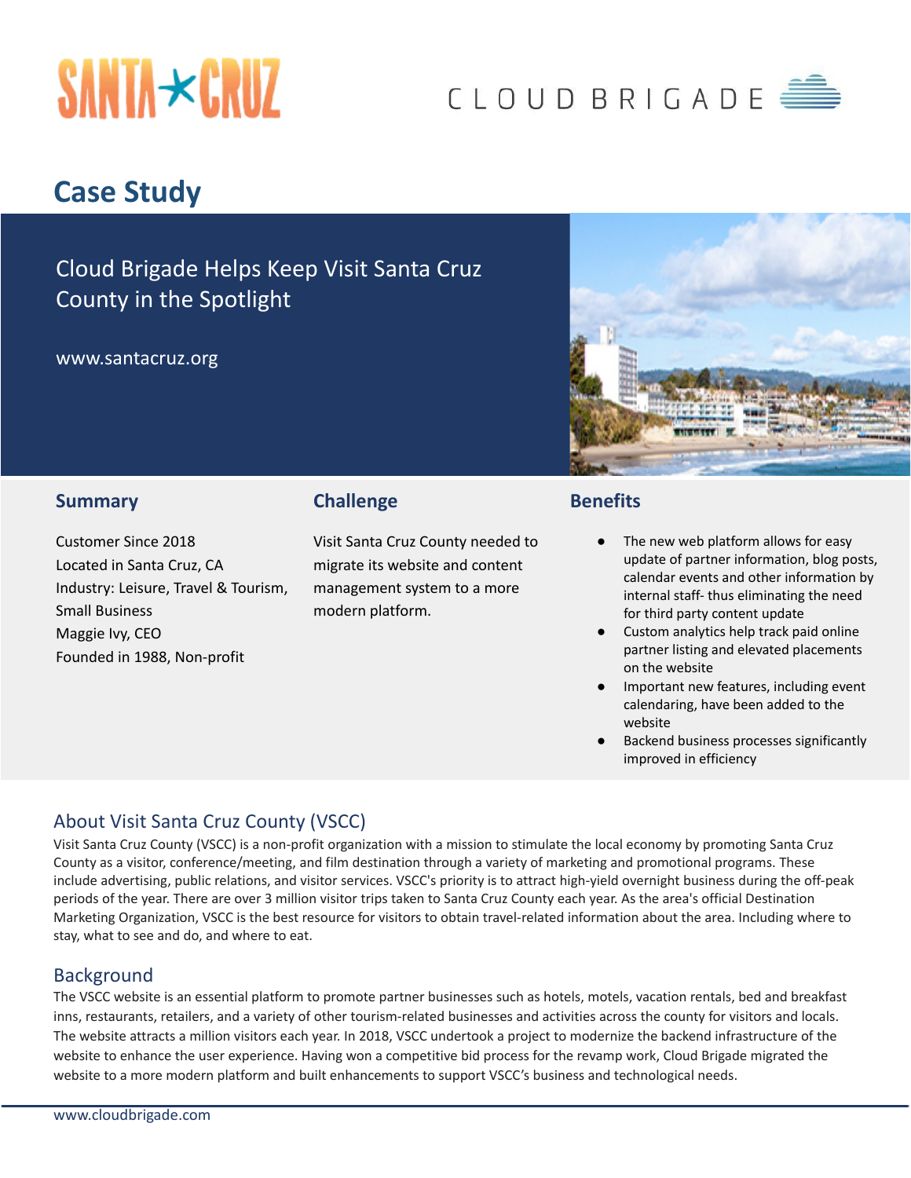# Case Study

## Cloud Brigade Helps Keep Visit Santa Cruz County in the Spotlight

www.santacruz.org

### Summary

Customer Since 2018
Located in Santa Cruz, CA
Industry: Leisure, Travel & Tourism, Small Business
Maggie Ivy, CEO
Founded in 1988, Non-profit

### Challenge

Visit Santa Cruz County needed to migrate its website and content management system to a more modern platform.

### Benefits

- The new web platform allows for easy update of partner information, blog posts, calendar events and other information by internal staff- thus eliminating the need for third party content update
- Custom analytics help track paid online partner listing and elevated placements on the website
- Important new features, including event calendaring, have been added to the website
- Backend business processes significantly improved in efficiency

## About Visit Santa Cruz County (VSCC)

Visit Santa Cruz County (VSCC) is a non-profit organization with a mission to stimulate the local economy by promoting Santa Cruz County as a visitor, conference/meeting, and film destination through a variety of marketing and promotional programs. These include advertising, public relations, and visitor services. VSCC's priority is to attract high-yield overnight business during the off-peak periods of the year. There are over 3 million visitor trips taken to Santa Cruz County each year. As the area's official Destination Marketing Organization, VSCC is the best resource for visitors to obtain travel-related information about the area. Including where to stay, what to see and do, and where to eat.

## Background

The VSCC website is an essential platform to promote partner businesses such as hotels, motels, vacation rentals, bed and breakfast inns, restaurants, retailers, and a variety of other tourism-related businesses and activities across the county for visitors and locals. The website attracts a million visitors each year. In 2018, VSCC undertook a project to modernize the backend infrastructure of the website to enhance the user experience. Having won a competitive bid process for the revamp work, Cloud Brigade migrated the website to a more modern platform and built enhancements to support VSCC's business and technological needs.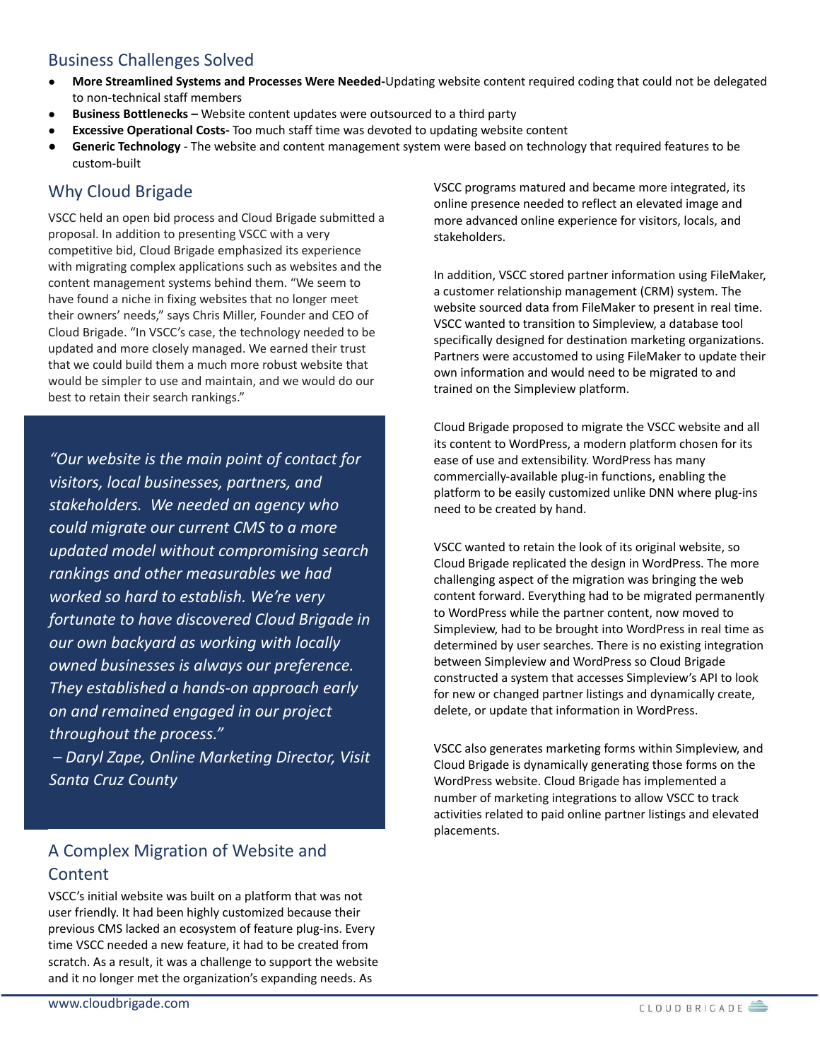## Business Challenges Solved

- **More Streamlined Systems and Processes Were Needed-**Updating website content required coding that could not be delegated to non-technical staff members
- **Business Bottlenecks –** Website content updates were outsourced to a third party
- **Excessive Operational Costs-** Too much staff time was devoted to updating website content
- **Generic Technology** - The website and content management system were based on technology that required features to be custom-built

## Why Cloud Brigade

VSCC held an open bid process and Cloud Brigade submitted a proposal. In addition to presenting VSCC with a very competitive bid, Cloud Brigade emphasized its experience with migrating complex applications such as websites and the content management systems behind them. "We seem to have found a niche in fixing websites that no longer meet their owners' needs," says Chris Miller, Founder and CEO of Cloud Brigade. "In VSCC's case, the technology needed to be updated and more closely managed. We earned their trust that we could build them a much more robust website that would be simpler to use and maintain, and we would do our best to retain their search rankings."

> *"Our website is the main point of contact for visitors, local businesses, partners, and stakeholders. We needed an agency who could migrate our current CMS to a more updated model without compromising search rankings and other measurables we had worked so hard to establish. We're very fortunate to have discovered Cloud Brigade in our own backyard as working with locally owned businesses is always our preference. They established a hands-on approach early on and remained engaged in our project throughout the process."*
> *– Daryl Zape, Online Marketing Director, Visit Santa Cruz County*

## A Complex Migration of Website and Content

VSCC's initial website was built on a platform that was not user friendly. It had been highly customized because their previous CMS lacked an ecosystem of feature plug-ins. Every time VSCC needed a new feature, it had to be created from scratch. As a result, it was a challenge to support the website and it no longer met the organization's expanding needs. As VSCC programs matured and became more integrated, its online presence needed to reflect an elevated image and more advanced online experience for visitors, locals, and stakeholders.

In addition, VSCC stored partner information using FileMaker, a customer relationship management (CRM) system. The website sourced data from FileMaker to present in real time. VSCC wanted to transition to Simpleview, a database tool specifically designed for destination marketing organizations. Partners were accustomed to using FileMaker to update their own information and would need to be migrated to and trained on the Simpleview platform.

Cloud Brigade proposed to migrate the VSCC website and all its content to WordPress, a modern platform chosen for its ease of use and extensibility. WordPress has many commercially-available plug-in functions, enabling the platform to be easily customized unlike DNN where plug-ins need to be created by hand.

VSCC wanted to retain the look of its original website, so Cloud Brigade replicated the design in WordPress. The more challenging aspect of the migration was bringing the web content forward. Everything had to be migrated permanently to WordPress while the partner content, now moved to Simpleview, had to be brought into WordPress in real time as determined by user searches. There is no existing integration between Simpleview and WordPress so Cloud Brigade constructed a system that accesses Simpleview's API to look for new or changed partner listings and dynamically create, delete, or update that information in WordPress.

VSCC also generates marketing forms within Simpleview, and Cloud Brigade is dynamically generating those forms on the WordPress website. Cloud Brigade has implemented a number of marketing integrations to allow VSCC to track activities related to paid online partner listings and elevated placements.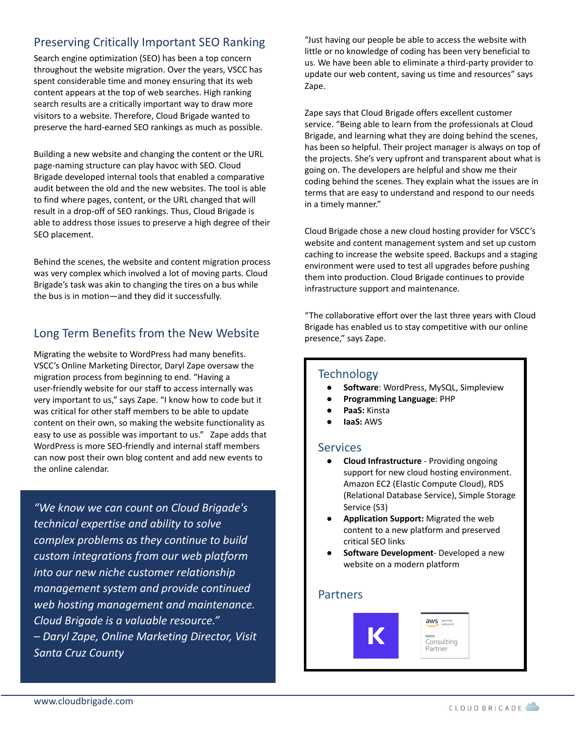## Preserving Critically Important SEO Ranking

Search engine optimization (SEO) has been a top concern throughout the website migration. Over the years, VSCC has spent considerable time and money ensuring that its web content appears at the top of web searches. High ranking search results are a critically important way to draw more visitors to a website. Therefore, Cloud Brigade wanted to preserve the hard-earned SEO rankings as much as possible.

Building a new website and changing the content or the URL page-naming structure can play havoc with SEO. Cloud Brigade developed internal tools that enabled a comparative audit between the old and the new websites. The tool is able to find where pages, content, or the URL changed that will result in a drop-off of SEO rankings. Thus, Cloud Brigade is able to address those issues to preserve a high degree of their SEO placement.

Behind the scenes, the website and content migration process was very complex which involved a lot of moving parts. Cloud Brigade's task was akin to changing the tires on a bus while the bus is in motion—and they did it successfully.

## Long Term Benefits from the New Website

Migrating the website to WordPress had many benefits. VSCC's Online Marketing Director, Daryl Zape oversaw the migration process from beginning to end. "Having a user-friendly website for our staff to access internally was very important to us," says Zape. "I know how to code but it was critical for other staff members to be able to update content on their own, so making the website functionality as easy to use as possible was important to us." Zape adds that WordPress is more SEO-friendly and internal staff members can now post their own blog content and add new events to the online calendar.

> *"We know we can count on Cloud Brigade's technical expertise and ability to solve complex problems as they continue to build custom integrations from our web platform into our new niche customer relationship management system and provide continued web hosting management and maintenance. Cloud Brigade is a valuable resource."*
> *– Daryl Zape, Online Marketing Director, Visit Santa Cruz County*

"Just having our people be able to access the website with little or no knowledge of coding has been very beneficial to us. We have been able to eliminate a third-party provider to update our web content, saving us time and resources" says Zape.

Zape says that Cloud Brigade offers excellent customer service. "Being able to learn from the professionals at Cloud Brigade, and learning what they are doing behind the scenes, has been so helpful. Their project manager is always on top of the projects. She's very upfront and transparent about what is going on. The developers are helpful and show me their coding behind the scenes. They explain what the issues are in terms that are easy to understand and respond to our needs in a timely manner."

Cloud Brigade chose a new cloud hosting provider for VSCC's website and content management system and set up custom caching to increase the website speed. Backups and a staging environment were used to test all upgrades before pushing them into production. Cloud Brigade continues to provide infrastructure support and maintenance.

"The collaborative effort over the last three years with Cloud Brigade has enabled us to stay competitive with our online presence," says Zape.

### Technology

- **Software**: WordPress, MySQL, Simpleview
- **Programming Language**: PHP
- **PaaS:** Kinsta
- **IaaS:** AWS

### Services

- **Cloud Infrastructure** - Providing ongoing support for new cloud hosting environment. Amazon EC2 (Elastic Compute Cloud), RDS (Relational Database Service), Simple Storage Service (S3)
- **Application Support:** Migrated the web content to a new platform and preserved critical SEO links
- **Software Development**- Developed a new website on a modern platform

### Partners

aws partner network
Select
Consulting Partner

www.cloudbrigade.com